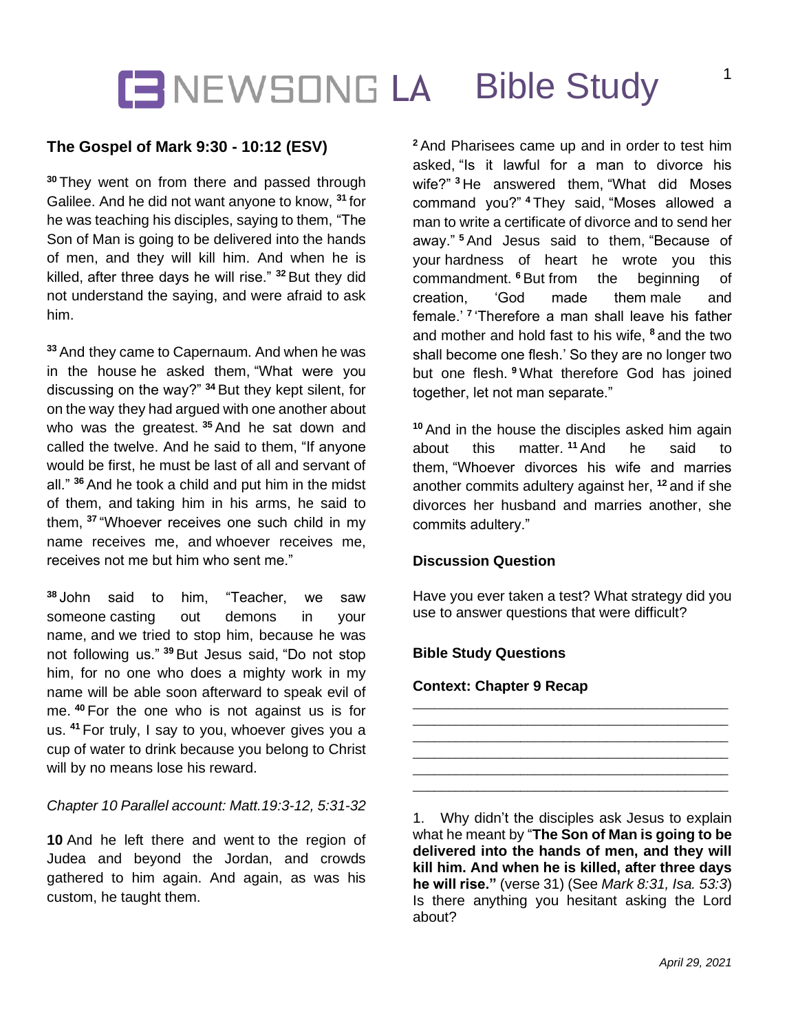# NEWSONG LA Bible Study

## The Gospel of Mark 9:30 - 10:12 (ESV)

[30] They went on from there and passed through Galilee. And he did not want anyone to know, [31] for he was teaching his disciples, saying to them, "The Son of Man is going to be delivered into the hands of men, and they will kill him. And when he is killed, after three days he will rise." [32] But they did not understand the saying, and were afraid to ask him.

[33] And they came to Capernaum. And when he was in the house he asked them, "What were you discussing on the way?" [34] But they kept silent, for on the way they had argued with one another about who was the greatest. [35] And he sat down and called the twelve. And he said to them, "If anyone would be first, he must be last of all and servant of all." [36] And he took a child and put him in the midst of them, and taking him in his arms, he said to them, [37] "Whoever receives one such child in my name receives me, and whoever receives me, receives not me but him who sent me."

[38] John said to him, "Teacher, we saw someone casting out demons in your name, and we tried to stop him, because he was not following us." [39] But Jesus said, "Do not stop him, for no one who does a mighty work in my name will be able soon afterward to speak evil of me. [40] For the one who is not against us is for us. [41] For truly, I say to you, whoever gives you a cup of water to drink because you belong to Christ will by no means lose his reward.

*Chapter 10 Parallel account: Matt.19:3-12, 5:31-32*

**10** And he left there and went to the region of Judea and beyond the Jordan, and crowds gathered to him again. And again, as was his custom, he taught them.

[2] And Pharisees came up and in order to test him asked, "Is it lawful for a man to divorce his wife?" [3] He answered them, "What did Moses command you?" [4] They said, "Moses allowed a man to write a certificate of divorce and to send her away." [5] And Jesus said to them, "Because of your hardness of heart he wrote you this commandment. [6] But from the beginning of creation, 'God made them male and female.' [7] 'Therefore a man shall leave his father and mother and hold fast to his wife, [8] and the two shall become one flesh.' So they are no longer two but one flesh. [9] What therefore God has joined together, let not man separate."

[10] And in the house the disciples asked him again about this matter. [11] And he said to them, "Whoever divorces his wife and marries another commits adultery against her, [12] and if she divorces her husband and marries another, she commits adultery."

### Discussion Question

Have you ever taken a test? What strategy did you use to answer questions that were difficult?

### Bible Study Questions

**Context: Chapter 9 Recap**

\_\_\_\_\_\_\_\_\_\_\_\_\_\_\_\_\_\_\_\_\_\_\_\_\_\_\_\_\_\_\_\_\_\_\_\_\_\_\_\_
\_\_\_\_\_\_\_\_\_\_\_\_\_\_\_\_\_\_\_\_\_\_\_\_\_\_\_\_\_\_\_\_\_\_\_\_\_\_\_\_
\_\_\_\_\_\_\_\_\_\_\_\_\_\_\_\_\_\_\_\_\_\_\_\_\_\_\_\_\_\_\_\_\_\_\_\_\_\_\_\_
\_\_\_\_\_\_\_\_\_\_\_\_\_\_\_\_\_\_\_\_\_\_\_\_\_\_\_\_\_\_\_\_\_\_\_\_\_\_\_\_
\_\_\_\_\_\_\_\_\_\_\_\_\_\_\_\_\_\_\_\_\_\_\_\_\_\_\_\_\_\_\_\_\_\_\_\_\_\_\_\_
\_\_\_\_\_\_\_\_\_\_\_\_\_\_\_\_\_\_\_\_\_\_\_\_\_\_\_\_\_\_\_\_\_\_\_\_\_\_\_\_

1. Why didn't the disciples ask Jesus to explain what he meant by "**The Son of Man is going to be delivered into the hands of men, and they will kill him. And when he is killed, after three days he will rise."** (verse 31) (See *Mark 8:31, Isa. 53:3*) Is there anything you hesitant asking the Lord about?

*April 29, 2021*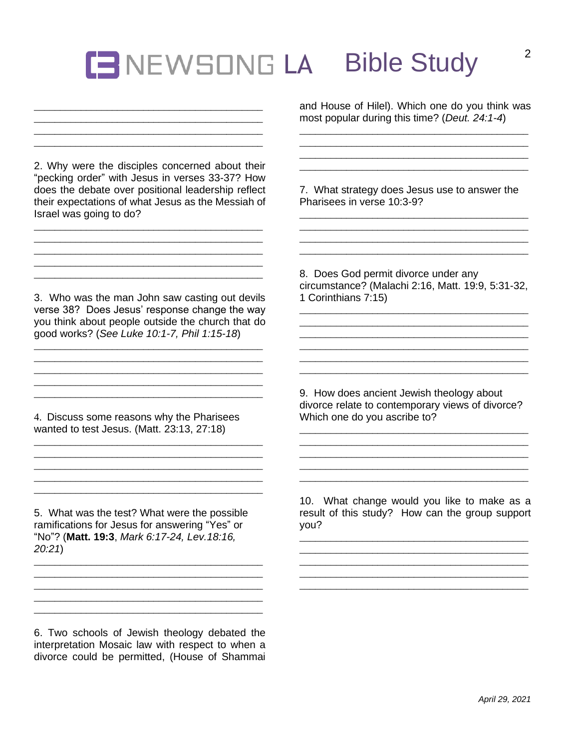# NEWSONG LA Bible Study

2. Why were the disciples concerned about their "pecking order" with Jesus in verses 33-37? How does the debate over positional leadership reflect their expectations of what Jesus as the Messiah of Israel was going to do?

3. Who was the man John saw casting out devils verse 38? Does Jesus' response change the way you think about people outside the church that do good works? (*See Luke 10:1-7, Phil 1:15-18*)

4. Discuss some reasons why the Pharisees wanted to test Jesus. (Matt. 23:13, 27:18)

5. What was the test? What were the possible ramifications for Jesus for answering "Yes" or "No"? (**Matt. 19:3**, *Mark 6:17-24, Lev.18:16, 20:21*)

6. Two schools of Jewish theology debated the interpretation Mosaic law with respect to when a divorce could be permitted, (House of Shammai and House of Hilel). Which one do you think was most popular during this time? (*Deut. 24:1-4*)

7. What strategy does Jesus use to answer the Pharisees in verse 10:3-9?

8. Does God permit divorce under any circumstance? (Malachi 2:16, Matt. 19:9, 5:31-32, 1 Corinthians 7:15)

9. How does ancient Jewish theology about divorce relate to contemporary views of divorce? Which one do you ascribe to?

10. What change would you like to make as a result of this study? How can the group support you?

*April 29, 2021*